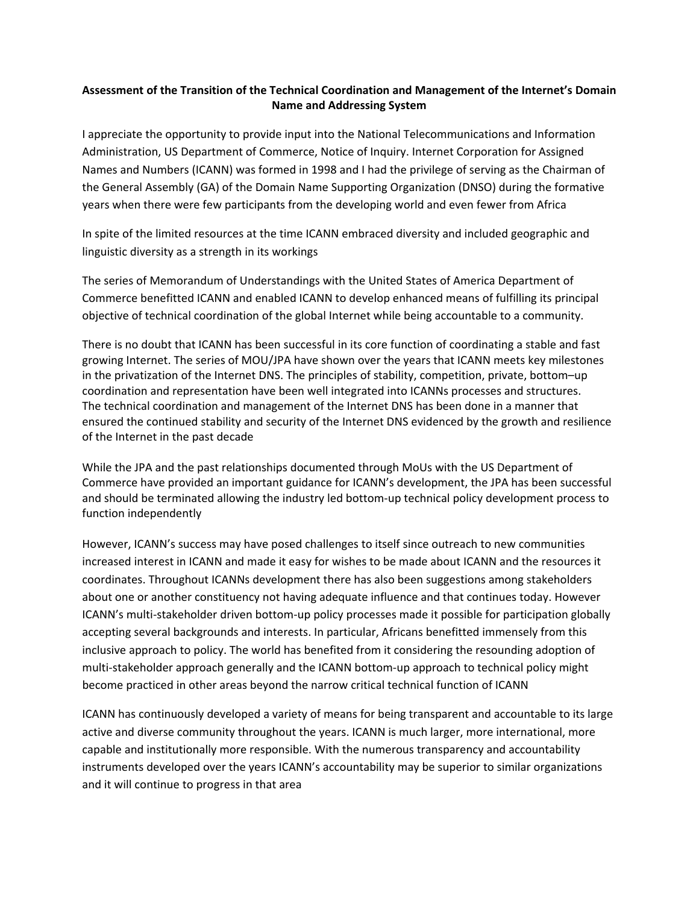**Assessment of the Transition of the Technical Coordination and Management of the Internet's Domain Name and Addressing System**

I appreciate the opportunity to provide input into the National Telecommunications and Information Administration, US Department of Commerce, Notice of Inquiry. Internet Corporation for Assigned Names and Numbers (ICANN) was formed in 1998 and I had the privilege of serving as the Chairman of the General Assembly (GA) of the Domain Name Supporting Organization (DNSO) during the formative years when there were few participants from the developing world and even fewer from Africa

In spite of the limited resources at the time ICANN embraced diversity and included geographic and linguistic diversity as a strength in its workings

The series of Memorandum of Understandings with the United States of America Department of Commerce benefitted ICANN and enabled ICANN to develop enhanced means of fulfilling its principal objective of technical coordination of the global Internet while being accountable to a community.

There is no doubt that ICANN has been successful in its core function of coordinating a stable and fast growing Internet. The series of MOU/JPA have shown over the years that ICANN meets key milestones in the privatization of the Internet DNS. The principles of stability, competition, private, bottom–up coordination and representation have been well integrated into ICANNs processes and structures. The technical coordination and management of the Internet DNS has been done in a manner that ensured the continued stability and security of the Internet DNS evidenced by the growth and resilience of the Internet in the past decade

While the JPA and the past relationships documented through MoUs with the US Department of Commerce have provided an important guidance for ICANN's development, the JPA has been successful and should be terminated allowing the industry led bottom-up technical policy development process to function independently

However, ICANN's success may have posed challenges to itself since outreach to new communities increased interest in ICANN and made it easy for wishes to be made about ICANN and the resources it coordinates. Throughout ICANNs development there has also been suggestions among stakeholders about one or another constituency not having adequate influence and that continues today. However ICANN's multi-stakeholder driven bottom-up policy processes made it possible for participation globally accepting several backgrounds and interests. In particular, Africans benefitted immensely from this inclusive approach to policy. The world has benefited from it considering the resounding adoption of multi-stakeholder approach generally and the ICANN bottom-up approach to technical policy might become practiced in other areas beyond the narrow critical technical function of ICANN

ICANN has continuously developed a variety of means for being transparent and accountable to its large active and diverse community throughout the years. ICANN is much larger, more international, more capable and institutionally more responsible. With the numerous transparency and accountability instruments developed over the years ICANN's accountability may be superior to similar organizations and it will continue to progress in that area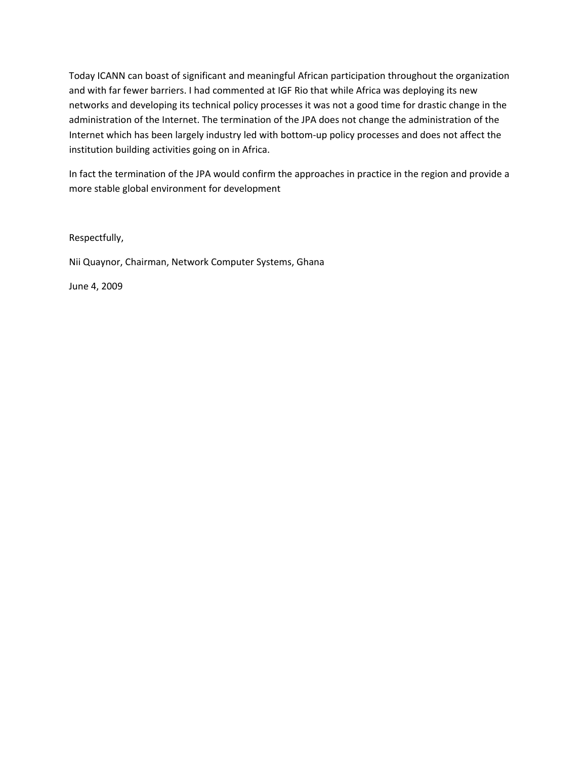Today ICANN can boast of significant and meaningful African participation throughout the organization and with far fewer barriers. I had commented at IGF Rio that while Africa was deploying its new networks and developing its technical policy processes it was not a good time for drastic change in the administration of the Internet. The termination of the JPA does not change the administration of the Internet which has been largely industry led with bottom-up policy processes and does not affect the institution building activities going on in Africa.

In fact the termination of the JPA would confirm the approaches in practice in the region and provide a more stable global environment for development

Respectfully,

Nii Quaynor, Chairman, Network Computer Systems, Ghana

June 4, 2009